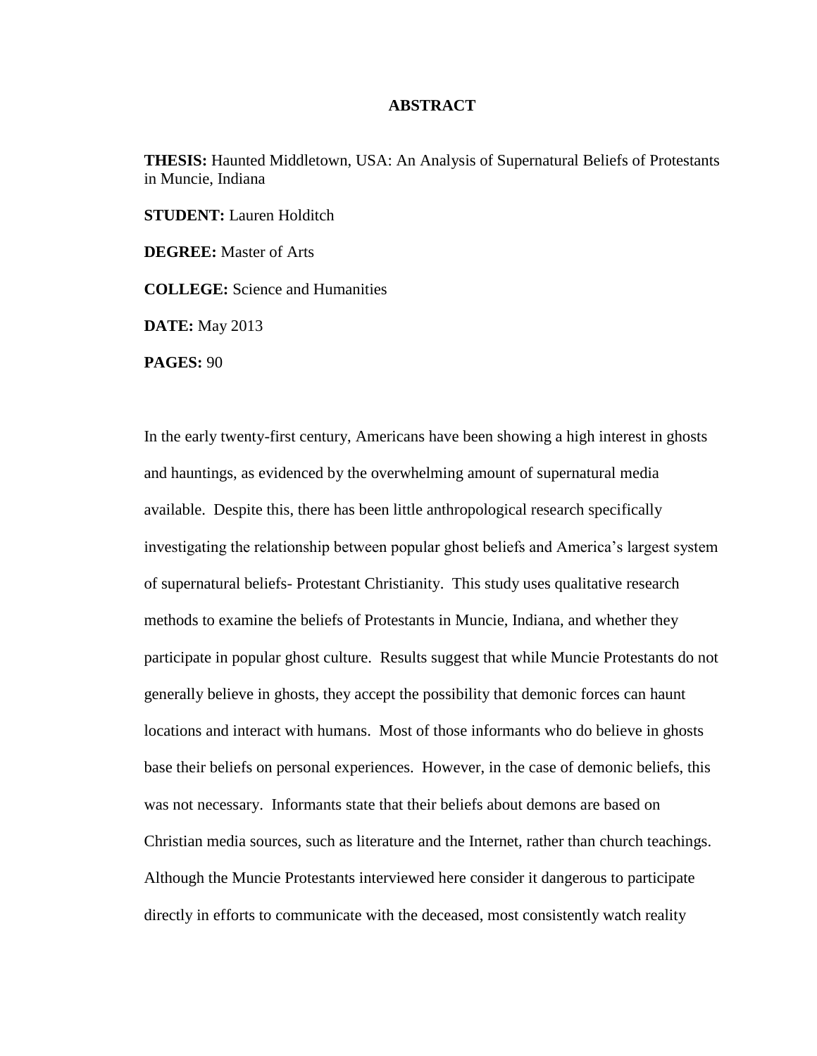# ABSTRACT

**THESIS:** Haunted Middletown, USA: An Analysis of Supernatural Beliefs of Protestants in Muncie, Indiana

**STUDENT:** Lauren Holditch

**DEGREE:** Master of Arts

**COLLEGE:** Science and Humanities

**DATE:** May 2013

**PAGES:** 90

In the early twenty-first century, Americans have been showing a high interest in ghosts and hauntings, as evidenced by the overwhelming amount of supernatural media available. Despite this, there has been little anthropological research specifically investigating the relationship between popular ghost beliefs and America's largest system of supernatural beliefs- Protestant Christianity. This study uses qualitative research methods to examine the beliefs of Protestants in Muncie, Indiana, and whether they participate in popular ghost culture. Results suggest that while Muncie Protestants do not generally believe in ghosts, they accept the possibility that demonic forces can haunt locations and interact with humans. Most of those informants who do believe in ghosts base their beliefs on personal experiences. However, in the case of demonic beliefs, this was not necessary. Informants state that their beliefs about demons are based on Christian media sources, such as literature and the Internet, rather than church teachings. Although the Muncie Protestants interviewed here consider it dangerous to participate directly in efforts to communicate with the deceased, most consistently watch reality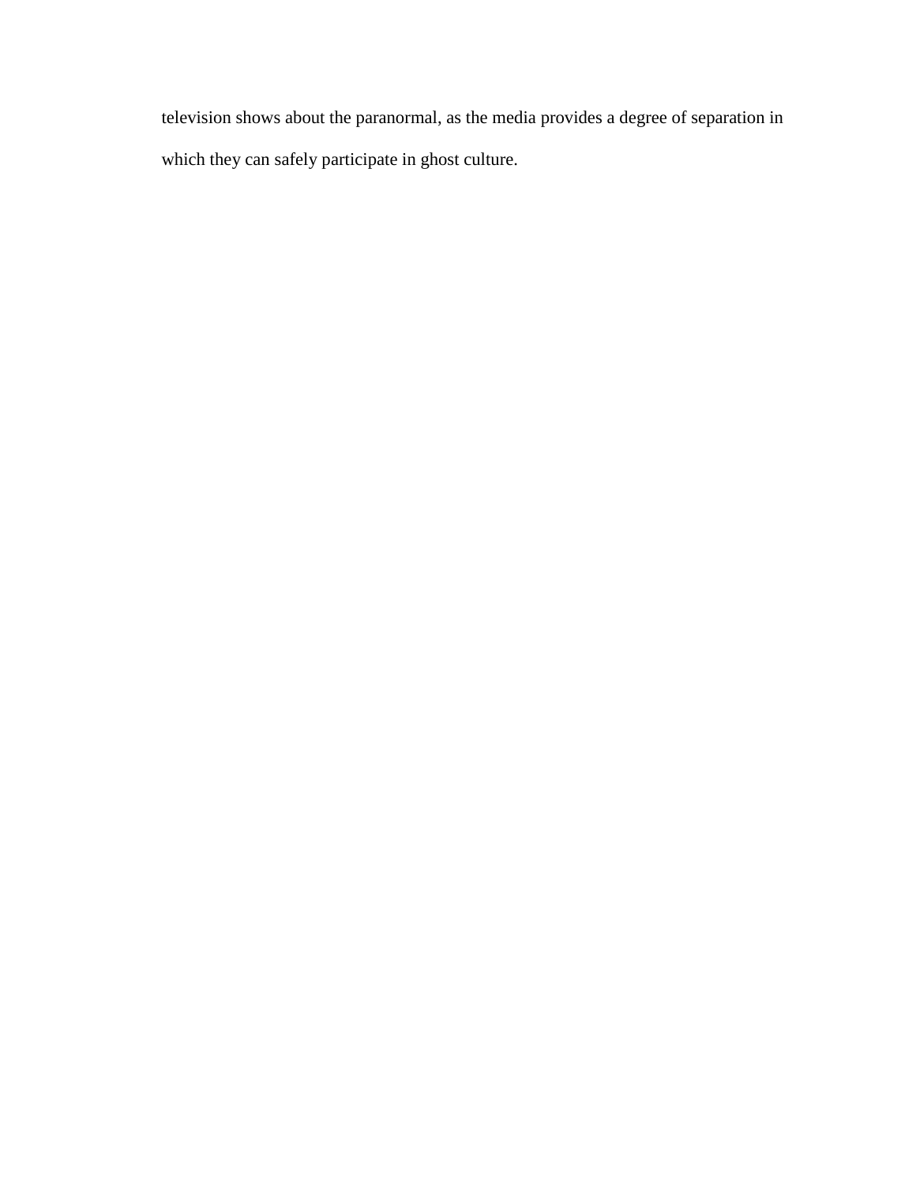television shows about the paranormal, as the media provides a degree of separation in which they can safely participate in ghost culture.